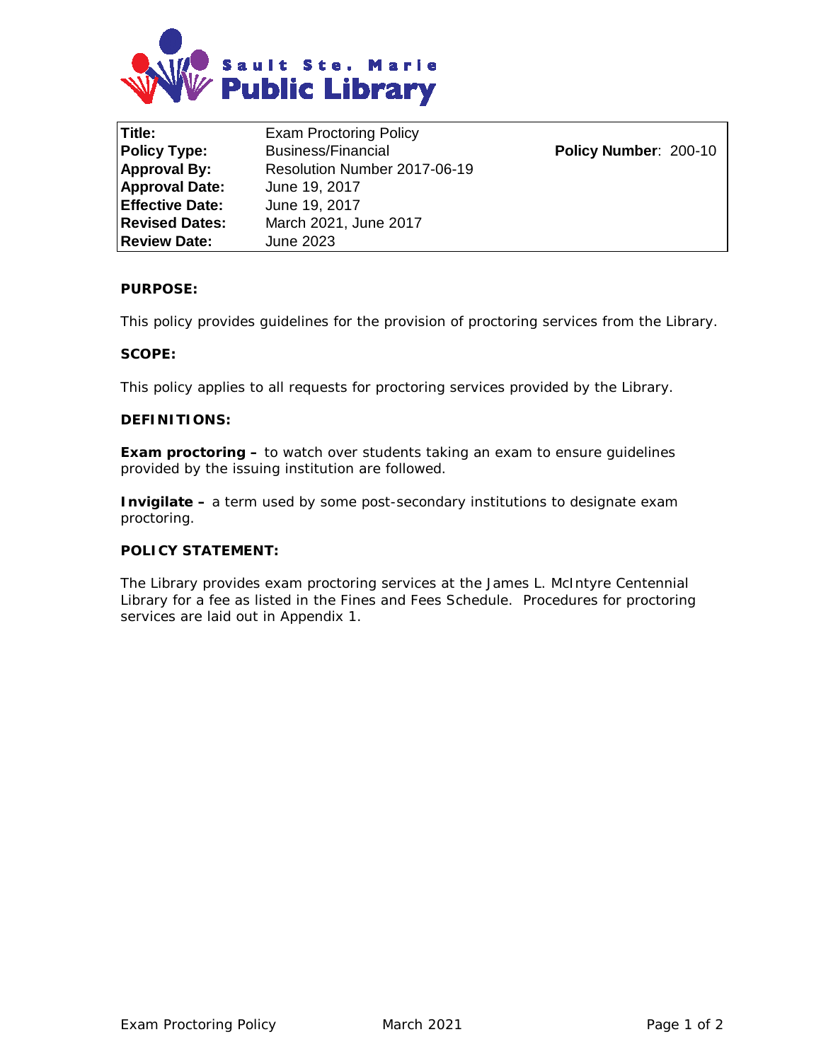Sault Ste. Marie Public Library

| Title: | Exam Proctoring Policy | |
|---|---|---|
| Policy Type: | Business/Financial | **Policy Number**: 200-10 |
| Approval By: | Resolution Number 2017-06-19 | |
| Approval Date: | June 19, 2017 | |
| Effective Date: | June 19, 2017 | |
| Revised Dates: | March 2021, June 2017 | |
| Review Date: | June 2023 | |

**PURPOSE:**

This policy provides guidelines for the provision of proctoring services from the Library.

**SCOPE:**

This policy applies to all requests for proctoring services provided by the Library.

**DEFINITIONS:**

**Exam proctoring –** to watch over students taking an exam to ensure guidelines provided by the issuing institution are followed.

**Invigilate –** a term used by some post-secondary institutions to designate exam proctoring.

**POLICY STATEMENT:**

The Library provides exam proctoring services at the James L. McIntyre Centennial Library for a fee as listed in the Fines and Fees Schedule. Procedures for proctoring services are laid out in Appendix 1.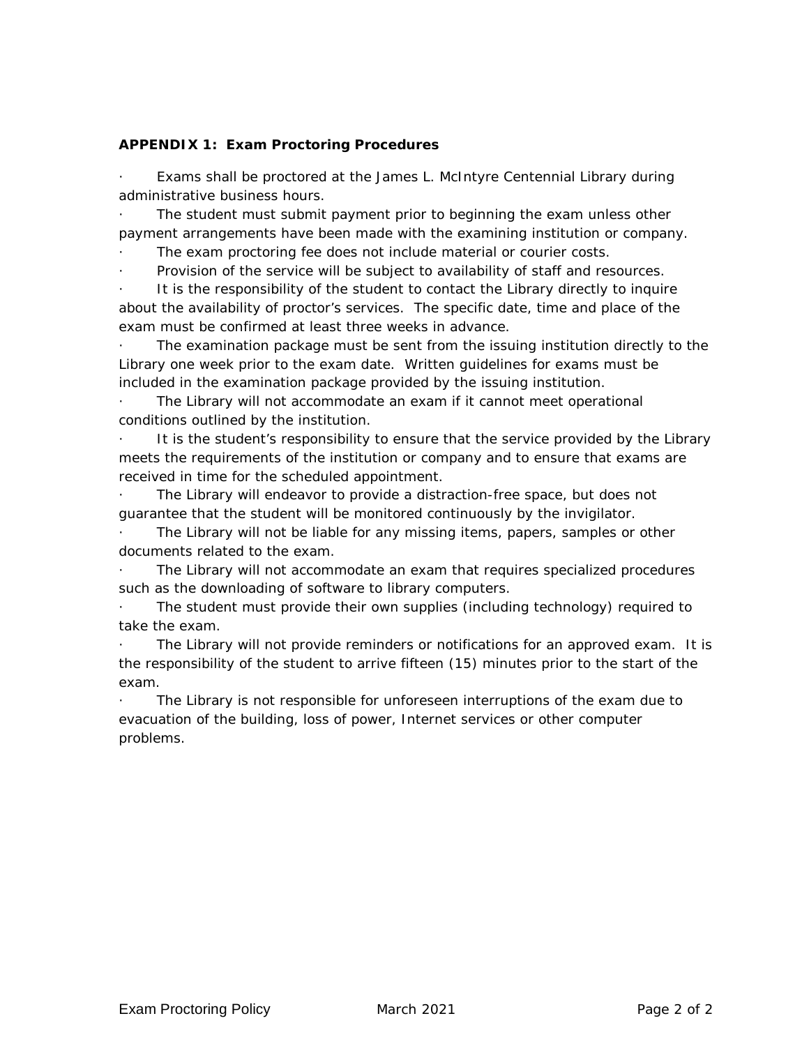**APPENDIX 1: Exam Proctoring Procedures**

- Exams shall be proctored at the James L. McIntyre Centennial Library during administrative business hours.
- The student must submit payment prior to beginning the exam unless other payment arrangements have been made with the examining institution or company.
- The exam proctoring fee does not include material or courier costs.
- Provision of the service will be subject to availability of staff and resources.
- It is the responsibility of the student to contact the Library directly to inquire about the availability of proctor's services. The specific date, time and place of the exam must be confirmed at least three weeks in advance.
- The examination package must be sent from the issuing institution directly to the Library one week prior to the exam date. Written guidelines for exams must be included in the examination package provided by the issuing institution.
- The Library will not accommodate an exam if it cannot meet operational conditions outlined by the institution.
- It is the student's responsibility to ensure that the service provided by the Library meets the requirements of the institution or company and to ensure that exams are received in time for the scheduled appointment.
- The Library will endeavor to provide a distraction-free space, but does not guarantee that the student will be monitored continuously by the invigilator.
- The Library will not be liable for any missing items, papers, samples or other documents related to the exam.
- The Library will not accommodate an exam that requires specialized procedures such as the downloading of software to library computers.
- The student must provide their own supplies (including technology) required to take the exam.
- The Library will not provide reminders or notifications for an approved exam. It is the responsibility of the student to arrive fifteen (15) minutes prior to the start of the exam.
- The Library is not responsible for unforeseen interruptions of the exam due to evacuation of the building, loss of power, Internet services or other computer problems.